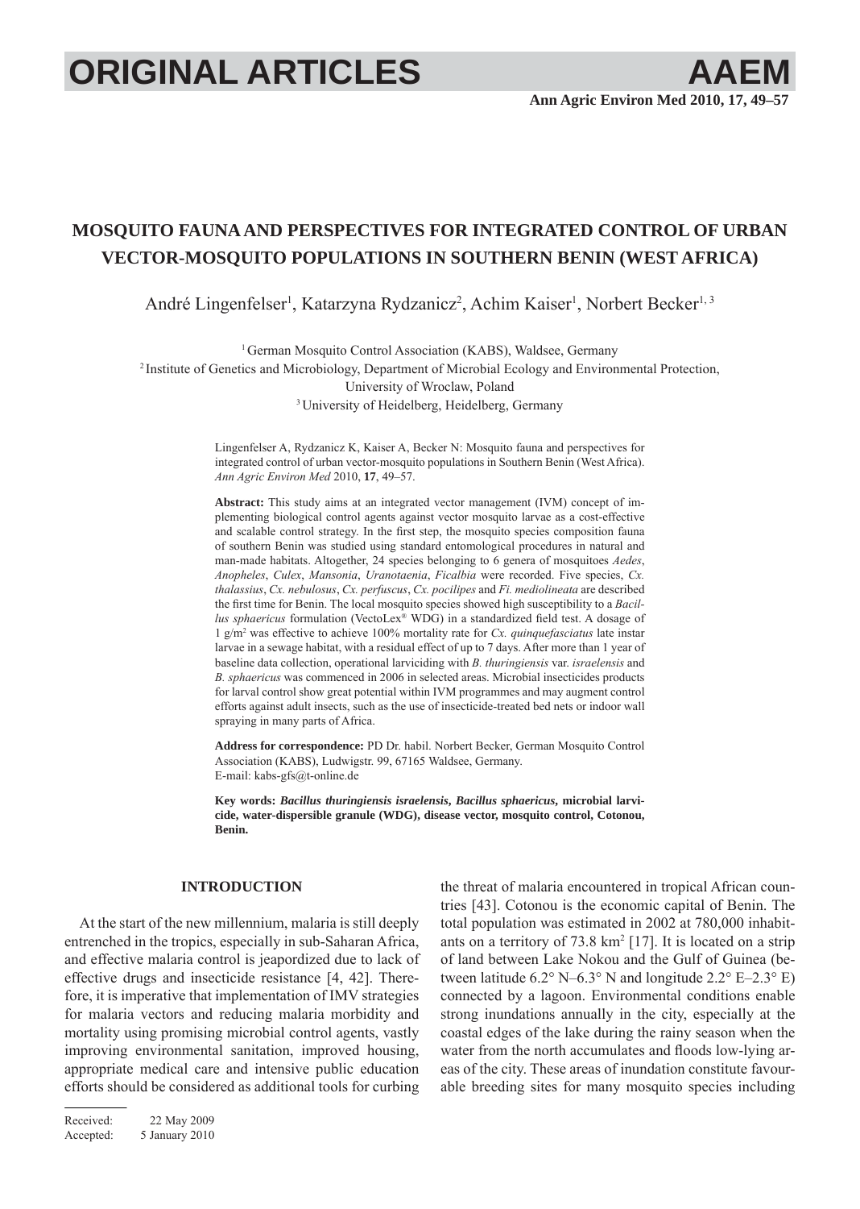# MOSQUITO FAUNA AND PERSPECTIVES FOR INTEGRATED CONTROL OF URBAN VECTOR-MOSQUITO POPULATIONS IN SOUTHERN BENIN (WEST AFRICA)

André Lingenfelser[1], Katarzyna Rydzanicz[2], Achim Kaiser[1], Norbert Becker[1, 3]

[1] German Mosquito Control Association (KABS), Waldsee, Germany
[2] Institute of Genetics and Microbiology, Department of Microbial Ecology and Environmental Protection, University of Wroclaw, Poland
[3] University of Heidelberg, Heidelberg, Germany

Lingenfelser A, Rydzanicz K, Kaiser A, Becker N: Mosquito fauna and perspectives for integrated control of urban vector-mosquito populations in Southern Benin (West Africa). *Ann Agric Environ Med* 2010, **17**, 49–57.

**Abstract:** This study aims at an integrated vector management (IVM) concept of implementing biological control agents against vector mosquito larvae as a cost-effective and scalable control strategy. In the first step, the mosquito species composition fauna of southern Benin was studied using standard entomological procedures in natural and man-made habitats. Altogether, 24 species belonging to 6 genera of mosquitoes *Aedes*, *Anopheles*, *Culex*, *Mansonia*, *Uranotaenia*, *Ficalbia* were recorded. Five species, *Cx. thalassius*, *Cx. nebulosus*, *Cx. perfuscus*, *Cx. pocilipes* and *Fi. mediolineata* are described the first time for Benin. The local mosquito species showed high susceptibility to a *Bacillus sphaericus* formulation (VectoLex® WDG) in a standardized field test. A dosage of 1 g/m$^2$ was effective to achieve 100% mortality rate for *Cx. quinquefasciatus* late instar larvae in a sewage habitat, with a residual effect of up to 7 days. After more than 1 year of baseline data collection, operational larviciding with *B. thuringiensis* var. *israelensis* and *B. sphaericus* was commenced in 2006 in selected areas. Microbial insecticides products for larval control show great potential within IVM programmes and may augment control efforts against adult insects, such as the use of insecticide-treated bed nets or indoor wall spraying in many parts of Africa.

**Address for correspondence:** PD Dr. habil. Norbert Becker, German Mosquito Control Association (KABS), Ludwigstr. 99, 67165 Waldsee, Germany.
E-mail: kabs-gfs@t-online.de

**Key words:** ***Bacillus thuringiensis israelensis*, *Bacillus sphaericus*, microbial larvicide, water-dispersible granule (WDG), disease vector, mosquito control, Cotonou, Benin.**

## INTRODUCTION

At the start of the new millennium, malaria is still deeply entrenched in the tropics, especially in sub-Saharan Africa, and effective malaria control is jeapordized due to lack of effective drugs and insecticide resistance [4, 42]. Therefore, it is imperative that implementation of IMV strategies for malaria vectors and reducing malaria morbidity and mortality using promising microbial control agents, vastly improving environmental sanitation, improved housing, appropriate medical care and intensive public education efforts should be considered as additional tools for curbing the threat of malaria encountered in tropical African countries [43]. Cotonou is the economic capital of Benin. The total population was estimated in 2002 at 780,000 inhabitants on a territory of 73.8 km$^2$ [17]. It is located on a strip of land between Lake Nokou and the Gulf of Guinea (between latitude 6.2° N–6.3° N and longitude 2.2° E–2.3° E) connected by a lagoon. Environmental conditions enable strong inundations annually in the city, especially at the coastal edges of the lake during the rainy season when the water from the north accumulates and floods low-lying areas of the city. These areas of inundation constitute favourable breeding sites for many mosquito species including

Received: 22 May 2009
Accepted: 5 January 2010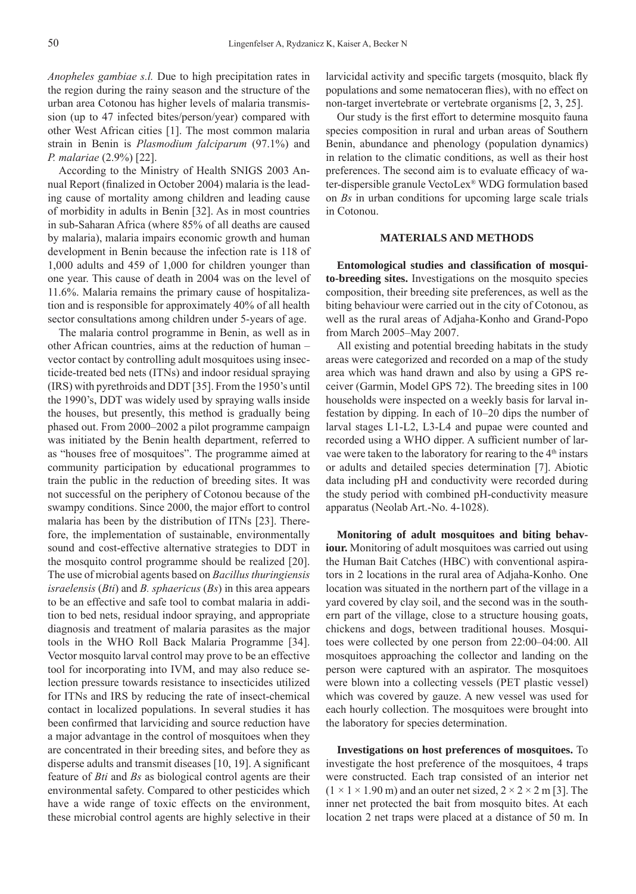*Anopheles gambiae s.l.* Due to high precipitation rates in the region during the rainy season and the structure of the urban area Cotonou has higher levels of malaria transmission (up to 47 infected bites/person/year) compared with other West African cities [1]. The most common malaria strain in Benin is *Plasmodium falciparum* (97.1%) and *P. malariae* (2.9%) [22].

According to the Ministry of Health SNIGS 2003 Annual Report (finalized in October 2004) malaria is the leading cause of mortality among children and leading cause of morbidity in adults in Benin [32]. As in most countries in sub-Saharan Africa (where 85% of all deaths are caused by malaria), malaria impairs economic growth and human development in Benin because the infection rate is 118 of 1,000 adults and 459 of 1,000 for children younger than one year. This cause of death in 2004 was on the level of 11.6%. Malaria remains the primary cause of hospitalization and is responsible for approximately 40% of all health sector consultations among children under 5-years of age.

The malaria control programme in Benin, as well as in other African countries, aims at the reduction of human – vector contact by controlling adult mosquitoes using insecticide-treated bed nets (ITNs) and indoor residual spraying (IRS) with pyrethroids and DDT [35]. From the 1950's until the 1990's, DDT was widely used by spraying walls inside the houses, but presently, this method is gradually being phased out. From 2000–2002 a pilot programme campaign was initiated by the Benin health department, referred to as "houses free of mosquitoes". The programme aimed at community participation by educational programmes to train the public in the reduction of breeding sites. It was not successful on the periphery of Cotonou because of the swampy conditions. Since 2000, the major effort to control malaria has been by the distribution of ITNs [23]. Therefore, the implementation of sustainable, environmentally sound and cost-effective alternative strategies to DDT in the mosquito control programme should be realized [20]. The use of microbial agents based on *Bacillus thuringiensis israelensis* (*Bti*) and *B. sphaericus* (*Bs*) in this area appears to be an effective and safe tool to combat malaria in addition to bed nets, residual indoor spraying, and appropriate diagnosis and treatment of malaria parasites as the major tools in the WHO Roll Back Malaria Programme [34]. Vector mosquito larval control may prove to be an effective tool for incorporating into IVM, and may also reduce selection pressure towards resistance to insecticides utilized for ITNs and IRS by reducing the rate of insect-chemical contact in localized populations. In several studies it has been confirmed that larviciding and source reduction have a major advantage in the control of mosquitoes when they are concentrated in their breeding sites, and before they as disperse adults and transmit diseases [10, 19]. A significant feature of *Bti* and *Bs* as biological control agents are their environmental safety. Compared to other pesticides which have a wide range of toxic effects on the environment, these microbial control agents are highly selective in their larvicidal activity and specific targets (mosquito, black fly populations and some nematoceran flies), with no effect on non-target invertebrate or vertebrate organisms [2, 3, 25].

Our study is the first effort to determine mosquito fauna species composition in rural and urban areas of Southern Benin, abundance and phenology (population dynamics) in relation to the climatic conditions, as well as their host preferences. The second aim is to evaluate efficacy of water-dispersible granule VectoLex® WDG formulation based on *Bs* in urban conditions for upcoming large scale trials in Cotonou.

## MATERIALS AND METHODS

**Entomological studies and classification of mosquito-breeding sites.** Investigations on the mosquito species composition, their breeding site preferences, as well as the biting behaviour were carried out in the city of Cotonou, as well as the rural areas of Adjaha-Konho and Grand-Popo from March 2005–May 2007.

All existing and potential breeding habitats in the study areas were categorized and recorded on a map of the study area which was hand drawn and also by using a GPS receiver (Garmin, Model GPS 72). The breeding sites in 100 households were inspected on a weekly basis for larval infestation by dipping. In each of 10–20 dips the number of larval stages L1-L2, L3-L4 and pupae were counted and recorded using a WHO dipper. A sufficient number of larvae were taken to the laboratory for rearing to the 4th instars or adults and detailed species determination [7]. Abiotic data including pH and conductivity were recorded during the study period with combined pH-conductivity measure apparatus (Neolab Art.-No. 4-1028).

**Monitoring of adult mosquitoes and biting behaviour.** Monitoring of adult mosquitoes was carried out using the Human Bait Catches (HBC) with conventional aspirators in 2 locations in the rural area of Adjaha-Konho. One location was situated in the northern part of the village in a yard covered by clay soil, and the second was in the southern part of the village, close to a structure housing goats, chickens and dogs, between traditional houses. Mosquitoes were collected by one person from 22:00–04:00. All mosquitoes approaching the collector and landing on the person were captured with an aspirator. The mosquitoes were blown into a collecting vessels (PET plastic vessel) which was covered by gauze. A new vessel was used for each hourly collection. The mosquitoes were brought into the laboratory for species determination.

**Investigations on host preferences of mosquitoes.** To investigate the host preference of the mosquitoes, 4 traps were constructed. Each trap consisted of an interior net ($1 \times 1 \times 1.90$ m) and an outer net sized, $2 \times 2 \times 2$ m [3]. The inner net protected the bait from mosquito bites. At each location 2 net traps were placed at a distance of 50 m. In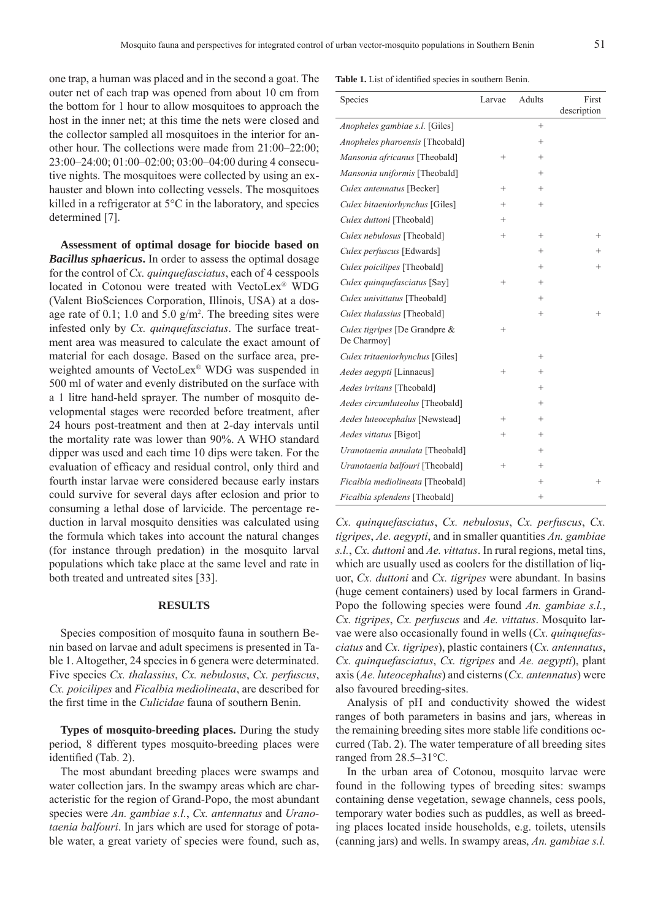one trap, a human was placed and in the second a goat. The outer net of each trap was opened from about 10 cm from the bottom for 1 hour to allow mosquitoes to approach the host in the inner net; at this time the nets were closed and the collector sampled all mosquitoes in the interior for another hour. The collections were made from 21:00–22:00; 23:00–24:00; 01:00–02:00; 03:00–04:00 during 4 consecutive nights. The mosquitoes were collected by using an exhauster and blown into collecting vessels. The mosquitoes killed in a refrigerator at 5°C in the laboratory, and species determined [7].

**Assessment of optimal dosage for biocide based on *Bacillus sphaericus*.** In order to assess the optimal dosage for the control of *Cx. quinquefasciatus*, each of 4 cesspools located in Cotonou were treated with VectoLex® WDG (Valent BioSciences Corporation, Illinois, USA) at a dosage rate of 0.1; 1.0 and 5.0 g/m$^2$. The breeding sites were infested only by *Cx. quinquefasciatus*. The surface treatment area was measured to calculate the exact amount of material for each dosage. Based on the surface area, preweighted amounts of VectoLex® WDG was suspended in 500 ml of water and evenly distributed on the surface with a 1 litre hand-held sprayer. The number of mosquito developmental stages were recorded before treatment, after 24 hours post-treatment and then at 2-day intervals until the mortality rate was lower than 90%. A WHO standard dipper was used and each time 10 dips were taken. For the evaluation of efficacy and residual control, only third and fourth instar larvae were considered because early instars could survive for several days after eclosion and prior to consuming a lethal dose of larvicide. The percentage reduction in larval mosquito densities was calculated using the formula which takes into account the natural changes (for instance through predation) in the mosquito larval populations which take place at the same level and rate in both treated and untreated sites [33].

## RESULTS

Species composition of mosquito fauna in southern Benin based on larvae and adult specimens is presented in Table 1. Altogether, 24 species in 6 genera were determinated. Five species *Cx. thalassius*, *Cx. nebulosus*, *Cx. perfuscus*, *Cx. poicilipes* and *Ficalbia mediolineata*, are described for the first time in the *Culicidae* fauna of southern Benin.

**Table 1.** List of identified species in southern Benin.

| Species | Larvae | Adults | First description |
|---|---|---|---|
| *Anopheles gambiae s.l.* [Giles] | | + | |
| *Anopheles pharoensis* [Theobald] | | + | |
| *Mansonia africanus* [Theobald] | + | + | |
| *Mansonia uniformis* [Theobald] | | + | |
| *Culex antennatus* [Becker] | + | + | |
| *Culex bitaeniorhynchus* [Giles] | + | + | |
| *Culex duttoni* [Theobald] | + | | |
| *Culex nebulosus* [Theobald] | + | + | + |
| *Culex perfuscus* [Edwards] | | + | + |
| *Culex poicilipes* [Theobald] | | + | + |
| *Culex quinquefasciatus* [Say] | + | + | |
| *Culex univittatus* [Theobald] | | + | |
| *Culex thalassius* [Theobald] | | + | + |
| *Culex tigripes* [De Grandpre & De Charmoy] | + | | |
| *Culex tritaeniorhynchus* [Giles] | | + | |
| *Aedes aegypti* [Linnaeus] | + | + | |
| *Aedes irritans* [Theobald] | | + | |
| *Aedes circumluteolus* [Theobald] | | + | |
| *Aedes luteocephalus* [Newstead] | + | + | |
| *Aedes vittatus* [Bigot] | + | + | |
| *Uranotaenia annulata* [Theobald] | | + | |
| *Uranotaenia balfouri* [Theobald] | + | + | |
| *Ficalbia mediolineata* [Theobald] | | + | + |
| *Ficalbia splendens* [Theobald] | | + | |

**Types of mosquito-breeding places.** During the study period, 8 different types mosquito-breeding places were identified (Tab. 2).

The most abundant breeding places were swamps and water collection jars. In the swampy areas which are characteristic for the region of Grand-Popo, the most abundant species were *An. gambiae s.l.*, *Cx. antennatus* and *Uranotaenia balfouri*. In jars which are used for storage of potable water, a great variety of species were found, such as, *Cx. quinquefasciatus*, *Cx. nebulosus*, *Cx. perfuscus*, *Cx. tigripes*, *Ae. aegypti*, and in smaller quantities *An. gambiae s.l.*, *Cx. duttoni* and *Ae. vittatus*. In rural regions, metal tins, which are usually used as coolers for the distillation of liquor, *Cx. duttoni* and *Cx. tigripes* were abundant. In basins (huge cement containers) used by local farmers in Grand-Popo the following species were found *An. gambiae s.l.*, *Cx. tigripes*, *Cx. perfuscus* and *Ae. vittatus*. Mosquito larvae were also occasionally found in wells (*Cx. quinquefasciatus* and *Cx. tigripes*), plastic containers (*Cx. antennatus*, *Cx. quinquefasciatus*, *Cx. tigripes* and *Ae. aegypti*), plant axis (*Ae. luteocephalus*) and cisterns (*Cx. antennatus*) were also favoured breeding-sites.

Analysis of pH and conductivity showed the widest ranges of both parameters in basins and jars, whereas in the remaining breeding sites more stable life conditions occurred (Tab. 2). The water temperature of all breeding sites ranged from 28.5–31°C.

In the urban area of Cotonou, mosquito larvae were found in the following types of breeding sites: swamps containing dense vegetation, sewage channels, cess pools, temporary water bodies such as puddles, as well as breeding places located inside households, e.g. toilets, utensils (canning jars) and wells. In swampy areas, *An. gambiae s.l.*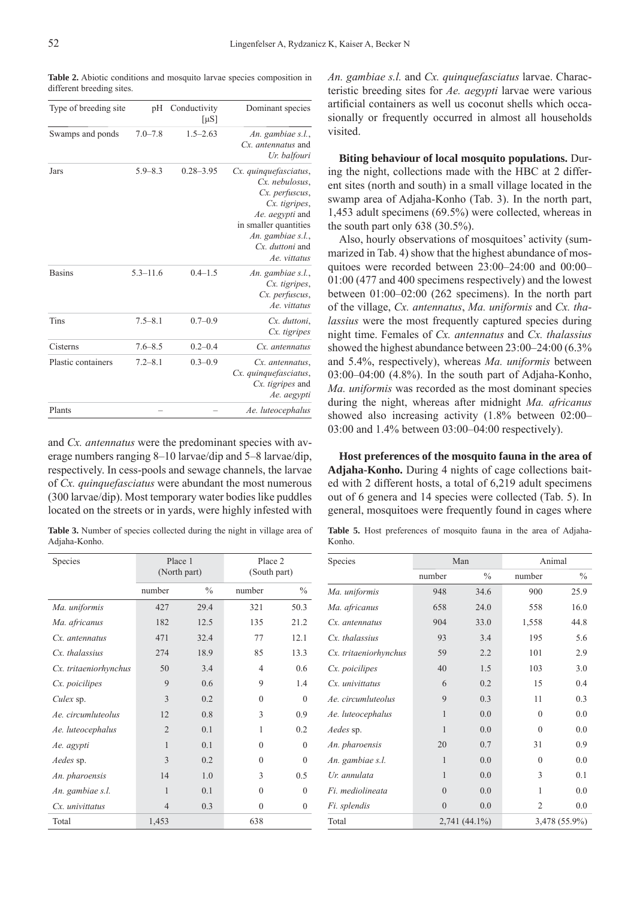**Table 2.** Abiotic conditions and mosquito larvae species composition in different breeding sites.

| Type of breeding site | pH | Conductivity [μS] | Dominant species |
|---|---|---|---|
| Swamps and ponds | 7.0–7.8 | 1.5–2.63 | *An. gambiae s.l.*, *Cx. antennatus* and *Ur. balfouri* |
| Jars | 5.9–8.3 | 0.28–3.95 | *Cx. quinquefasciatus*, *Cx. nebulosus*, *Cx. perfuscus*, *Cx. tigripes*, *Ae. aegypti* and in smaller quantities *An. gambiae s.l.*, *Cx. duttoni* and *Ae. vittatus* |
| Basins | 5.3–11.6 | 0.4–1.5 | *An. gambiae s.l.*, *Cx. tigripes*, *Cx. perfuscus*, *Ae. vittatus* |
| Tins | 7.5–8.1 | 0.7–0.9 | *Cx. duttoni*, *Cx. tigripes* |
| Cisterns | 7.6–8.5 | 0.2–0.4 | *Cx. antennatus* |
| Plastic containers | 7.2–8.1 | 0.3–0.9 | *Cx. antennatus*, *Cx. quinquefasciatus*, *Cx. tigripes* and *Ae. aegypti* |
| Plants | – | – | *Ae. luteocephalus* |

and *Cx. antennatus* were the predominant species with average numbers ranging 8–10 larvae/dip and 5–8 larvae/dip, respectively. In cess-pools and sewage channels, the larvae of *Cx. quinquefasciatus* were abundant the most numerous (300 larvae/dip). Most temporary water bodies like puddles located on the streets or in yards, were highly infested with *An. gambiae s.l.* and *Cx. quinquefasciatus* larvae. Characteristic breeding sites for *Ae. aegypti* larvae were various artificial containers as well us coconut shells which occasionally or frequently occurred in almost all households visited.

**Biting behaviour of local mosquito populations.** During the night, collections made with the HBC at 2 different sites (north and south) in a small village located in the swamp area of Adjaha-Konho (Tab. 3). In the north part, 1,453 adult specimens (69.5%) were collected, whereas in the south part only 638 (30.5%).

Also, hourly observations of mosquitoes' activity (summarized in Tab. 4) show that the highest abundance of mosquitoes were recorded between 23:00–24:00 and 00:00–01:00 (477 and 400 specimens respectively) and the lowest between 01:00–02:00 (262 specimens). In the north part of the village, *Cx. antennatus*, *Ma. uniformis* and *Cx. thalassius* were the most frequently captured species during night time. Females of *Cx. antennatus* and *Cx. thalassius* showed the highest abundance between 23:00–24:00 (6.3% and 5.4%, respectively), whereas *Ma. uniformis* between 03:00–04:00 (4.8%). In the south part of Adjaha-Konho, *Ma. uniformis* was recorded as the most dominant species during the night, whereas after midnight *Ma. africanus* showed also increasing activity (1.8% between 02:00–03:00 and 1.4% between 03:00–04:00 respectively).

**Host preferences of the mosquito fauna in the area of Adjaha-Konho.** During 4 nights of cage collections baited with 2 different hosts, a total of 6,219 adult specimens out of 6 genera and 14 species were collected (Tab. 5). In general, mosquitoes were frequently found in cages where

**Table 3.** Number of species collected during the night in village area of Adjaha-Konho.

| Species | Place 1 (North part) | | Place 2 (South part) | |
|---|---|---|---|---|
| | number | % | number | % |
| *Ma. uniformis* | 427 | 29.4 | 321 | 50.3 |
| *Ma. africanus* | 182 | 12.5 | 135 | 21.2 |
| *Cx. antennatus* | 471 | 32.4 | 77 | 12.1 |
| *Cx. thalassius* | 274 | 18.9 | 85 | 13.3 |
| *Cx. tritaeniorhynchus* | 50 | 3.4 | 4 | 0.6 |
| *Cx. poicilipes* | 9 | 0.6 | 9 | 1.4 |
| *Culex* sp. | 3 | 0.2 | 0 | 0 |
| *Ae. circumluteolus* | 12 | 0.8 | 3 | 0.9 |
| *Ae. luteocephalus* | 2 | 0.1 | 1 | 0.2 |
| *Ae. agypti* | 1 | 0.1 | 0 | 0 |
| *Aedes* sp. | 3 | 0.2 | 0 | 0 |
| *An. pharoensis* | 14 | 1.0 | 3 | 0.5 |
| *An. gambiae s.l.* | 1 | 0.1 | 0 | 0 |
| *Cx. univittatus* | 4 | 0.3 | 0 | 0 |
| Total | 1,453 | | 638 | |

**Table 5.** Host preferences of mosquito fauna in the area of Adjaha-Konho.

| Species | Man | | Animal | |
|---|---|---|---|---|
| | number | % | number | % |
| *Ma. uniformis* | 948 | 34.6 | 900 | 25.9 |
| *Ma. africanus* | 658 | 24.0 | 558 | 16.0 |
| *Cx. antennatus* | 904 | 33.0 | 1,558 | 44.8 |
| *Cx. thalassius* | 93 | 3.4 | 195 | 5.6 |
| *Cx. tritaeniorhynchus* | 59 | 2.2 | 101 | 2.9 |
| *Cx. poicilipes* | 40 | 1.5 | 103 | 3.0 |
| *Cx. univittatus* | 6 | 0.2 | 15 | 0.4 |
| *Ae. circumluteolus* | 9 | 0.3 | 11 | 0.3 |
| *Ae. luteocephalus* | 1 | 0.0 | 0 | 0.0 |
| *Aedes* sp. | 1 | 0.0 | 0 | 0.0 |
| *An. pharoensis* | 20 | 0.7 | 31 | 0.9 |
| *An. gambiae s.l.* | 1 | 0.0 | 0 | 0.0 |
| *Ur. annulata* | 1 | 0.0 | 3 | 0.1 |
| *Fi. mediolineata* | 0 | 0.0 | 1 | 0.0 |
| *Fi. splendis* | 0 | 0.0 | 2 | 0.0 |
| Total | 2,741 (44.1%) | | 3,478 (55.9%) | |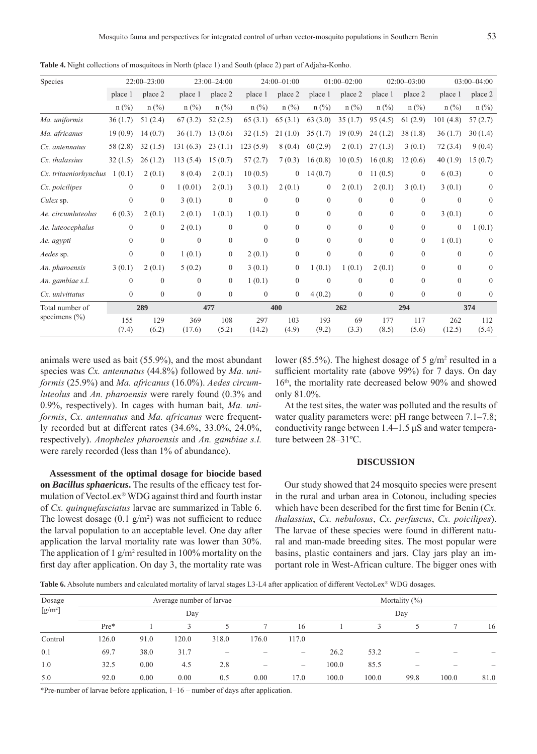**Table 4.** Night collections of mosquitoes in North (place 1) and South (place 2) part of Adjaha-Konho.

| Species | 22:00–23:00 | | 23:00–24:00 | | 24:00–01:00 | | 01:00–02:00 | | 02:00–03:00 | | 03:00–04:00 | |
|---|---|---|---|---|---|---|---|---|---|---|---|---|
| | place 1 | place 2 | place 1 | place 2 | place 1 | place 2 | place 1 | place 2 | place 1 | place 2 | place 1 | place 2 |
| | n (%) | n (%) | n (%) | n (%) | n (%) | n (%) | n (%) | n (%) | n (%) | n (%) | n (%) | n (%) |
| *Ma. uniformis* | 36 (1.7) | 51 (2.4) | 67 (3.2) | 52 (2.5) | 65 (3.1) | 65 (3.1) | 63 (3.0) | 35 (1.7) | 95 (4.5) | 61 (2.9) | 101 (4.8) | 57 (2.7) |
| *Ma. africanus* | 19 (0.9) | 14 (0.7) | 36 (1.7) | 13 (0.6) | 32 (1.5) | 21 (1.0) | 35 (1.7) | 19 (0.9) | 24 (1.2) | 38 (1.8) | 36 (1.7) | 30 (1.4) |
| *Cx. antennatus* | 58 (2.8) | 32 (1.5) | 131 (6.3) | 23 (1.1) | 123 (5.9) | 8 (0.4) | 60 (2.9) | 2 (0.1) | 27 (1.3) | 3 (0.1) | 72 (3.4) | 9 (0.4) |
| *Cx. thalassius* | 32 (1.5) | 26 (1.2) | 113 (5.4) | 15 (0.7) | 57 (2.7) | 7 (0.3) | 16 (0.8) | 10 (0.5) | 16 (0.8) | 12 (0.6) | 40 (1.9) | 15 (0.7) |
| *Cx. tritaeniorhynchus* | 1 (0.1) | 2 (0.1) | 8 (0.4) | 2 (0.1) | 10 (0.5) | 0 | 14 (0.7) | 0 | 11 (0.5) | 0 | 6 (0.3) | 0 |
| *Cx. poicilipes* | 0 | 0 | 1 (0.01) | 2 (0.1) | 3 (0.1) | 2 (0.1) | 0 | 2 (0.1) | 2 (0.1) | 3 (0.1) | 3 (0.1) | 0 |
| *Culex* sp. | 0 | 0 | 3 (0.1) | 0 | 0 | 0 | 0 | 0 | 0 | 0 | 0 | 0 |
| *Ae. circumluteolus* | 6 (0.3) | 2 (0.1) | 2 (0.1) | 1 (0.1) | 1 (0.1) | 0 | 0 | 0 | 0 | 0 | 3 (0.1) | 0 |
| *Ae. luteocephalus* | 0 | 0 | 2 (0.1) | 0 | 0 | 0 | 0 | 0 | 0 | 0 | 0 | 1 (0.1) |
| *Ae. agypti* | 0 | 0 | 0 | 0 | 0 | 0 | 0 | 0 | 0 | 0 | 1 (0.1) | 0 |
| *Aedes* sp. | 0 | 0 | 1 (0.1) | 0 | 2 (0.1) | 0 | 0 | 0 | 0 | 0 | 0 | 0 |
| *An. pharoensis* | 3 (0.1) | 2 (0.1) | 5 (0.2) | 0 | 3 (0.1) | 0 | 1 (0.1) | 1 (0.1) | 2 (0.1) | 0 | 0 | 0 |
| *An. gambiae s.l.* | 0 | 0 | 0 | 0 | 1 (0.1) | 0 | 0 | 0 | 0 | 0 | 0 | 0 |
| *Cx. univittatus* | 0 | 0 | 0 | 0 | 0 | 0 | 4 (0.2) | 0 | 0 | 0 | 0 | 0 |
| Total number of specimens (%) | **289** | | **477** | | **400** | | **262** | | **294** | | **374** | |
| | 155 (7.4) | 129 (6.2) | 369 (17.6) | 108 (5.2) | 297 (14.2) | 103 (4.9) | 193 (9.2) | 69 (3.3) | 177 (8.5) | 117 (5.6) | 262 (12.5) | 112 (5.4) |

animals were used as bait (55.9%), and the most abundant species was *Cx. antennatus* (44.8%) followed by *Ma. uniformis* (25.9%) and *Ma. africanus* (16.0%). *Aedes circumluteolus* and *An. pharoensis* were rarely found (0.3% and 0.9%, respectively). In cages with human bait, *Ma. uniformis*, *Cx. antennatus* and *Ma. africanus* were frequently recorded but at different rates (34.6%, 33.0%, 24.0%, respectively). *Anopheles pharoensis* and *An. gambiae s.l.* were rarely recorded (less than 1% of abundance).

**Assessment of the optimal dosage for biocide based on *Bacillus sphaericus*.** The results of the efficacy test formulation of VectoLex® WDG against third and fourth instar of *Cx. quinquefasciatus* larvae are summarized in Table 6. The lowest dosage (0.1 g/m$^2$) was not sufficient to reduce the larval population to an acceptable level. One day after application the larval mortality rate was lower than 30%. The application of 1 g/m$^2$ resulted in 100% mortality on the first day after application. On day 3, the mortality rate was lower (85.5%). The highest dosage of 5 g/m$^2$ resulted in a sufficient mortality rate (above 99%) for 7 days. On day 16$^{th}$, the mortality rate decreased below 90% and showed only 81.0%.

At the test sites, the water was polluted and the results of water quality parameters were: pH range between 7.1–7.8; conductivity range between 1.4–1.5 µS and water temperature between 28–31ºC.

## DISCUSSION

Our study showed that 24 mosquito species were present in the rural and urban area in Cotonou, including species which have been described for the first time for Benin (*Cx. thalassius*, *Cx. nebulosus*, *Cx. perfuscus*, *Cx. poicilipes*). The larvae of these species were found in different natural and man-made breeding sites. The most popular were basins, plastic containers and jars. Clay jars play an important role in West-African culture. The bigger ones with

**Table 6.** Absolute numbers and calculated mortality of larval stages L3-L4 after application of different VectoLex® WDG dosages.

| Dosage [g/m$^2$] | Average number of larvae | | | | | | Mortality (%) | | | | |
|---|---|---|---|---|---|---|---|---|---|---|---|
| | Day | | | | | | Day | | | | |
| | Pre* | 1 | 3 | 5 | 7 | 16 | 1 | 3 | 5 | 7 | 16 |
| Control | 126.0 | 91.0 | 120.0 | 318.0 | 176.0 | 117.0 | | | | | |
| 0.1 | 69.7 | 38.0 | 31.7 | – | – | – | 26.2 | 53.2 | – | – | – |
| 1.0 | 32.5 | 0.00 | 4.5 | 2.8 | – | – | 100.0 | 85.5 | – | – | – |
| 5.0 | 92.0 | 0.00 | 0.00 | 0.5 | 0.00 | 17.0 | 100.0 | 100.0 | 99.8 | 100.0 | 81.0 |

*Pre-number of larvae before application, 1–16 – number of days after application.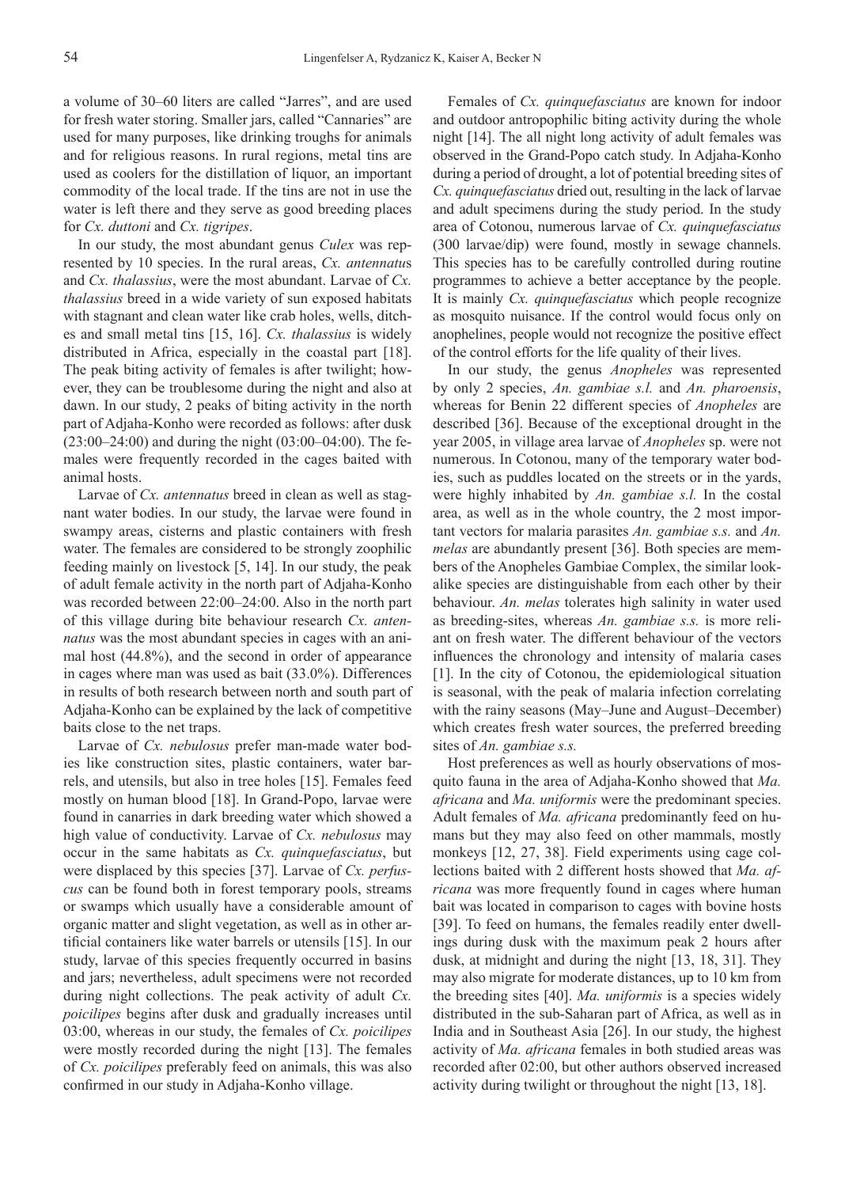a volume of 30–60 liters are called "Jarres", and are used for fresh water storing. Smaller jars, called "Cannaries" are used for many purposes, like drinking troughs for animals and for religious reasons. In rural regions, metal tins are used as coolers for the distillation of liquor, an important commodity of the local trade. If the tins are not in use the water is left there and they serve as good breeding places for *Cx. duttoni* and *Cx. tigripes*.

In our study, the most abundant genus *Culex* was represented by 10 species. In the rural areas, *Cx. antennatus* and *Cx. thalassius*, were the most abundant. Larvae of *Cx. thalassius* breed in a wide variety of sun exposed habitats with stagnant and clean water like crab holes, wells, ditches and small metal tins [15, 16]. *Cx. thalassius* is widely distributed in Africa, especially in the coastal part [18]. The peak biting activity of females is after twilight; however, they can be troublesome during the night and also at dawn. In our study, 2 peaks of biting activity in the north part of Adjaha-Konho were recorded as follows: after dusk (23:00–24:00) and during the night (03:00–04:00). The females were frequently recorded in the cages baited with animal hosts.

Larvae of *Cx. antennatus* breed in clean as well as stagnant water bodies. In our study, the larvae were found in swampy areas, cisterns and plastic containers with fresh water. The females are considered to be strongly zoophilic feeding mainly on livestock [5, 14]. In our study, the peak of adult female activity in the north part of Adjaha-Konho was recorded between 22:00–24:00. Also in the north part of this village during bite behaviour research *Cx. antennatus* was the most abundant species in cages with an animal host (44.8%), and the second in order of appearance in cages where man was used as bait (33.0%). Differences in results of both research between north and south part of Adjaha-Konho can be explained by the lack of competitive baits close to the net traps.

Larvae of *Cx. nebulosus* prefer man-made water bodies like construction sites, plastic containers, water barrels, and utensils, but also in tree holes [15]. Females feed mostly on human blood [18]. In Grand-Popo, larvae were found in canarries in dark breeding water which showed a high value of conductivity. Larvae of *Cx. nebulosus* may occur in the same habitats as *Cx. quinquefasciatus*, but were displaced by this species [37]. Larvae of *Cx. perfuscus* can be found both in forest temporary pools, streams or swamps which usually have a considerable amount of organic matter and slight vegetation, as well as in other artificial containers like water barrels or utensils [15]. In our study, larvae of this species frequently occurred in basins and jars; nevertheless, adult specimens were not recorded during night collections. The peak activity of adult *Cx. poicilipes* begins after dusk and gradually increases until 03:00, whereas in our study, the females of *Cx. poicilipes* were mostly recorded during the night [13]. The females of *Cx. poicilipes* preferably feed on animals, this was also confirmed in our study in Adjaha-Konho village.

Females of *Cx. quinquefasciatus* are known for indoor and outdoor antropophilic biting activity during the whole night [14]. The all night long activity of adult females was observed in the Grand-Popo catch study. In Adjaha-Konho during a period of drought, a lot of potential breeding sites of *Cx. quinquefasciatus* dried out, resulting in the lack of larvae and adult specimens during the study period. In the study area of Cotonou, numerous larvae of *Cx. quinquefasciatus* (300 larvae/dip) were found, mostly in sewage channels. This species has to be carefully controlled during routine programmes to achieve a better acceptance by the people. It is mainly *Cx. quinquefasciatus* which people recognize as mosquito nuisance. If the control would focus only on anophelines, people would not recognize the positive effect of the control efforts for the life quality of their lives.

In our study, the genus *Anopheles* was represented by only 2 species, *An. gambiae s.l.* and *An. pharoensis*, whereas for Benin 22 different species of *Anopheles* are described [36]. Because of the exceptional drought in the year 2005, in village area larvae of *Anopheles* sp. were not numerous. In Cotonou, many of the temporary water bodies, such as puddles located on the streets or in the yards, were highly inhabited by *An. gambiae s.l.* In the costal area, as well as in the whole country, the 2 most important vectors for malaria parasites *An. gambiae s.s.* and *An. melas* are abundantly present [36]. Both species are members of the Anopheles Gambiae Complex, the similar look-alike species are distinguishable from each other by their behaviour. *An. melas* tolerates high salinity in water used as breeding-sites, whereas *An. gambiae s.s.* is more reliant on fresh water. The different behaviour of the vectors influences the chronology and intensity of malaria cases [1]. In the city of Cotonou, the epidemiological situation is seasonal, with the peak of malaria infection correlating with the rainy seasons (May–June and August–December) which creates fresh water sources, the preferred breeding sites of *An. gambiae s.s.*

Host preferences as well as hourly observations of mosquito fauna in the area of Adjaha-Konho showed that *Ma. africana* and *Ma. uniformis* were the predominant species. Adult females of *Ma. africana* predominantly feed on humans but they may also feed on other mammals, mostly monkeys [12, 27, 38]. Field experiments using cage collections baited with 2 different hosts showed that *Ma. africana* was more frequently found in cages where human bait was located in comparison to cages with bovine hosts [39]. To feed on humans, the females readily enter dwellings during dusk with the maximum peak 2 hours after dusk, at midnight and during the night [13, 18, 31]. They may also migrate for moderate distances, up to 10 km from the breeding sites [40]. *Ma. uniformis* is a species widely distributed in the sub-Saharan part of Africa, as well as in India and in Southeast Asia [26]. In our study, the highest activity of *Ma. africana* females in both studied areas was recorded after 02:00, but other authors observed increased activity during twilight or throughout the night [13, 18].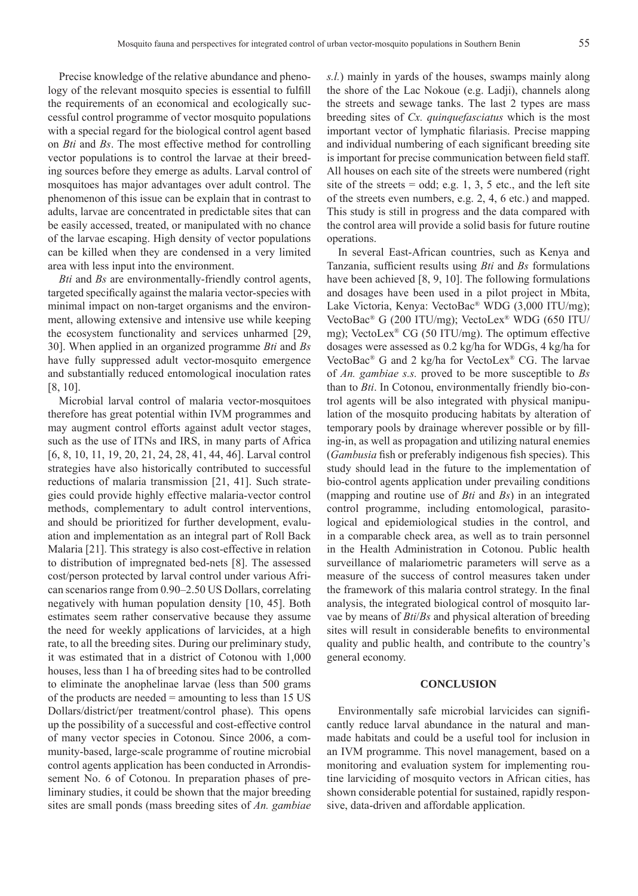Precise knowledge of the relative abundance and phenology of the relevant mosquito species is essential to fulfill the requirements of an economical and ecologically successful control programme of vector mosquito populations with a special regard for the biological control agent based on *Bti* and *Bs*. The most effective method for controlling vector populations is to control the larvae at their breeding sources before they emerge as adults. Larval control of mosquitoes has major advantages over adult control. The phenomenon of this issue can be explain that in contrast to adults, larvae are concentrated in predictable sites that can be easily accessed, treated, or manipulated with no chance of the larvae escaping. High density of vector populations can be killed when they are condensed in a very limited area with less input into the environment.

*Bti* and *Bs* are environmentally-friendly control agents, targeted specifically against the malaria vector-species with minimal impact on non-target organisms and the environment, allowing extensive and intensive use while keeping the ecosystem functionality and services unharmed [29, 30]. When applied in an organized programme *Bti* and *Bs* have fully suppressed adult vector-mosquito emergence and substantially reduced entomological inoculation rates [8, 10].

Microbial larval control of malaria vector-mosquitoes therefore has great potential within IVM programmes and may augment control efforts against adult vector stages, such as the use of ITNs and IRS, in many parts of Africa [6, 8, 10, 11, 19, 20, 21, 24, 28, 41, 44, 46]. Larval control strategies have also historically contributed to successful reductions of malaria transmission [21, 41]. Such strategies could provide highly effective malaria-vector control methods, complementary to adult control interventions, and should be prioritized for further development, evaluation and implementation as an integral part of Roll Back Malaria [21]. This strategy is also cost-effective in relation to distribution of impregnated bed-nets [8]. The assessed cost/person protected by larval control under various African scenarios range from 0.90–2.50 US Dollars, correlating negatively with human population density [10, 45]. Both estimates seem rather conservative because they assume the need for weekly applications of larvicides, at a high rate, to all the breeding sites. During our preliminary study, it was estimated that in a district of Cotonou with 1,000 houses, less than 1 ha of breeding sites had to be controlled to eliminate the anophelinae larvae (less than 500 grams of the products are needed = amounting to less than 15 US Dollars/district/per treatment/control phase). This opens up the possibility of a successful and cost-effective control of many vector species in Cotonou. Since 2006, a community-based, large-scale programme of routine microbial control agents application has been conducted in Arrondissement No. 6 of Cotonou. In preparation phases of preliminary studies, it could be shown that the major breeding sites are small ponds (mass breeding sites of *An. gambiae s.l.*) mainly in yards of the houses, swamps mainly along the shore of the Lac Nokoue (e.g. Ladji), channels along the streets and sewage tanks. The last 2 types are mass breeding sites of *Cx. quinquefasciatus* which is the most important vector of lymphatic filariasis. Precise mapping and individual numbering of each significant breeding site is important for precise communication between field staff. All houses on each site of the streets were numbered (right site of the streets = odd; e.g. 1, 3, 5 etc., and the left site of the streets even numbers, e.g. 2, 4, 6 etc.) and mapped. This study is still in progress and the data compared with the control area will provide a solid basis for future routine operations.

In several East-African countries, such as Kenya and Tanzania, sufficient results using *Bti* and *Bs* formulations have been achieved [8, 9, 10]. The following formulations and dosages have been used in a pilot project in Mbita, Lake Victoria, Kenya: VectoBac® WDG (3,000 ITU/mg); VectoBac® G (200 ITU/mg); VectoLex® WDG (650 ITU/mg); VectoLex® CG (50 ITU/mg). The optimum effective dosages were assessed as 0.2 kg/ha for WDGs, 4 kg/ha for VectoBac® G and 2 kg/ha for VectoLex® CG. The larvae of *An. gambiae s.s.* proved to be more susceptible to *Bs* than to *Bti*. In Cotonou, environmentally friendly bio-control agents will be also integrated with physical manipulation of the mosquito producing habitats by alteration of temporary pools by drainage wherever possible or by filling-in, as well as propagation and utilizing natural enemies (*Gambusia* fish or preferably indigenous fish species). This study should lead in the future to the implementation of bio-control agents application under prevailing conditions (mapping and routine use of *Bti* and *Bs*) in an integrated control programme, including entomological, parasitological and epidemiological studies in the control, and in a comparable check area, as well as to train personnel in the Health Administration in Cotonou. Public health surveillance of malariometric parameters will serve as a measure of the success of control measures taken under the framework of this malaria control strategy. In the final analysis, the integrated biological control of mosquito larvae by means of *Bti*/*Bs* and physical alteration of breeding sites will result in considerable benefits to environmental quality and public health, and contribute to the country's general economy.

## CONCLUSION

Environmentally safe microbial larvicides can significantly reduce larval abundance in the natural and man-made habitats and could be a useful tool for inclusion in an IVM programme. This novel management, based on a monitoring and evaluation system for implementing routine larviciding of mosquito vectors in African cities, has shown considerable potential for sustained, rapidly responsive, data-driven and affordable application.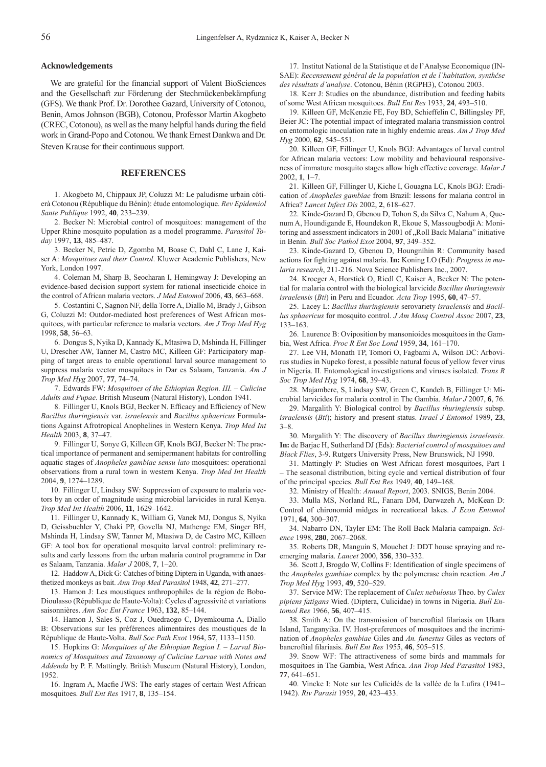### Acknowledgements

We are grateful for the financial support of Valent BioSciences and the Gesellschaft zur Förderung der Stechmückenbekämpfung (GFS). We thank Prof. Dr. Dorothee Gazard, University of Cotonou, Benin, Amos Johnson (BGB), Cotonou, Professor Martin Akogbeto (CREC, Cotonou), as well as the many helpful hands during the field work in Grand-Popo and Cotonou. We thank Ernest Dankwa and Dr. Steven Krause for their continuous support.

## REFERENCES

1. Akogbeto M, Chippaux JP, Coluzzi M: Le paludisme urbain côtierà Cotonou (République du Bénin): étude entomologique. *Rev Epidemiol Sante Publique* 1992, **40**, 233–239.

2. Becker N: Microbial control of mosquitoes: management of the Upper Rhine mosquito population as a model programme. *Parasitol Today* 1997, **13**, 485–487.

3. Becker N, Petric D, Zgomba M, Boase C, Dahl C, Lane J, Kaiser A: *Mosquitoes and their Control*. Kluwer Academic Publishers, New York, London 1997.

4. Coleman M, Sharp B, Seocharan I, Hemingway J: Developing an evidence-based decision support system for rational insecticide choice in the control of African malaria vectors. *J Med Entomol* 2006, **43**, 663–668.

5. Costantini C, Sagnon NF, della Torre A, Diallo M, Brady J, Gibson G, Coluzzi M: Outdor-mediated host preferences of West African mosquitoes, with particular reference to malaria vectors. *Am J Trop Med Hyg* 1998, **58**, 56–63.

6. Dongus S, Nyika D, Kannady K, Mtasiwa D, Mshinda H, Fillinger U, Drescher AW, Tanner M, Castro MC, Killeen GF: Participatory mapping of target areas to enable operational larval source management to suppress malaria vector mosquitoes in Dar es Salaam, Tanzania. *Am J Trop Med Hyg* 2007, **77**, 74–74.

7. Edwards FW: *Mosquitoes of the Ethiopian Region. III. – Culicine Adults and Pupae*. British Museum (Natural History), London 1941.

8. Fillinger U, Knols BGJ, Becker N. Efficacy and Efficiency of New *Bacillus thuringiensis* var. *israelensis* and *Bacillus sphaericus* Formulations Against Afrotropical Anophelines in Western Kenya. *Trop Med Int Health* 2003, **8**, 37–47.

9. Fillinger U, Sonye G, Killeen GF, Knols BGJ, Becker N: The practical importance of permanent and semipermanent habitats for controlling aquatic stages of *Anopheles gambiae sensu lato* mosquitoes: operational observations from a rural town in western Kenya. *Trop Med Int Health* 2004, **9**, 1274–1289.

10. Fillinger U, Lindsay SW: Suppression of exposure to malaria vectors by an order of magnitude using microbial larvicides in rural Kenya. *Trop Med Int Health* 2006, **11**, 1629–1642.

11. Fillinger U, Kannady K, William G, Vanek MJ, Dongus S, Nyika D, Geissbuehler Y, Chaki PP, Govella NJ, Mathenge EM, Singer BH, Mshinda H, Lindsay SW, Tanner M, Mtasiwa D, de Castro MC, Killeen GF: A tool box for operational mosquito larval control: preliminary results and early lessons from the urban malaria control programme in Dar es Salaam, Tanzania. *Malar J* 2008, **7**, 1–20.

12. Haddow A, Dick G: Catches of biting Diptera in Uganda, with anaesthetized monkeys as bait. *Ann Trop Med Parasitol* 1948, **42**, 271–277.

13. Hamon J: Les moustiques anthropophiles de la région de Bobo-Dioulasso (République de Haute-Volta): Cycles d'agressivité et variations saisonnières. *Ann Soc Ent France* 1963, **132**, 85–144.

14. Hamon J, Sales S, Coz J, Ouedraogo C, Dyemkouma A, Diallo B: Observations sur les préférences alimentaires des moustiques de la République de Haute-Volta. *Bull Soc Path Exot* 1964, **57**, 1133–1150.

15. Hopkins G: *Mosquitoes of the Ethiopian Region I. – Larval Bionomics of Mosquitoes and Taxonomy of Culicine Larvae with Notes and Addenda* by P. F. Mattingly. British Museum (Natural History), London, 1952.

16. Ingram A, Macfie JWS: The early stages of certain West African mosquitoes. *Bull Ent Res* 1917, **8**, 135–154.

17. Institut National de la Statistique et de l'Analyse Economique (INSAE): *Recensement général de la population et de l'habitation, synthčse des résultats d'analyse*. Cotonou, Bénin (RGPH3), Cotonou 2003.

18. Kerr J: Studies on the abundance, distribution and feeding habits of some West African mosquitoes. *Bull Ent Res* 1933, **24**, 493–510.

19. Killeen GF, McKenzie FE, Foy BD, Schieffelin C, Billingsley PF, Beier JC: The potential impact of integrated malaria transmission control on entomologic inoculation rate in highly endemic areas. *Am J Trop Med Hyg* 2000, **62**, 545–551.

20. Killeen GF, Fillinger U, Knols BGJ: Advantages of larval control for African malaria vectors: Low mobility and behavioural responsiveness of immature mosquito stages allow high effective coverage. *Malar J* 2002, **1**, 1–7.

21. Killeen GF, Fillinger U, Kiche I, Gouagna LC, Knols BGJ: Eradication of *Anopheles gambiae* from Brazil: lessons for malaria control in Africa? *Lancet Infect Dis* 2002, **2**, 618–627.

22. Kinde-Gazard D, Gbenou D, Tohon S, da Silva C, Nahum A, Quenum A, Houndigande E, Houndekon R, Ekoue S, Massougbodji A: Monitoring and assessment indicators in 2001 of „Roll Back Malaria" initiative in Benin. *Bull Soc Pathol Exot* 2004, **97**, 349–352.

23. Kinde-Gazard D, Gbenou D, Houngnihin R: Community based actions for fighting against malaria. **In:** Koning LO (Ed): *Progress in malaria research*, 211-216. Nova Science Publishers Inc., 2007.

24. Kroeger A, Horstick O, Riedl C, Kaiser A, Becker N: The potential for malaria control with the biological larvicide *Bacillus thuringiensis israelensis* (*Bti*) in Peru and Ecuador. *Acta Trop* 1995, **60**, 47–57.

25. Lacey L: *Bacillus thuringiensis* serovariety *israelensis* and *Bacillus sphaericus* for mosquito control. *J Am Mosq Control Assoc* 2007, **23**, 133–163.

26. Lamborn B: Oviposition by mansonioides mosquitoes in the Gambia, West Africa. *Proc R Ent Soc Lond* 1959, **34**, 161–170.

27. Lee VH, Monath TP, Tomori O, Fagbami A, Wilson DC: Arbovirus studies in Nupeko forest, a possible natural focus of yellow fever virus in Nigeria. II. Entomological investigations and viruses isolated. *Trans R Soc Trop Med Hyg* 1974, **68**, 39–43.

28. Majambere, S, Lindsay SW, Green C, Kandeh B, Fillinger U: Microbial larvicides for malaria control in The Gambia. *Malar J* 2007, **6**, 76.

29. Margalith Y: Biological control by *Bacillus thuringiensis* subsp. *israelensis* (*Bti*); history and present status. *Israel J Entomol* 1989, **23**, 3–8.

30. Margalith Y: The discovery of *Bacillus thuringiensis israelensis*. **In:** de Barjac H, Sutherland DJ (Eds): *Bacterial control of mosquitoes and Black Flies*, 3-9. Rutgers University Press, New Brunswick, NJ 1990.

31. Mattingly P: Studies on West African forest mosquitoes, Part I – The seasonal distribution, biting cycle and vertical distribution of four of the principal species. *Bull Ent Res* 1949, **40**, 149–168.

32. Ministry of Health: *Annual Report*, 2003. SNIGS, Benin 2004.

33. Mulla MS, Norland RL, Fanara DM, Darwazeh A, McKean D: Control of chironomid midges in recreational lakes. *J Econ Entomol* 1971, **64**, 300–307.

34. Nabarro DN, Tayler EM: The Roll Back Malaria campaign. *Science* 1998, **280**, 2067–2068.

35. Roberts DR, Manguin S, Mouchet J: DDT house spraying and reemerging malaria. *Lancet* 2000, **356**, 330–332.

36. Scott J, Brogdo W, Collins F: Identification of single specimens of the *Anopheles gambiae* complex by the polymerase chain reaction. *Am J Trop Med Hyg* 1993, **49**, 520–529.

37. Service MW: The replacement of *Culex nebulosus* Theo. by *Culex pipiens fatigans* Wied. (Diptera, Culicidae) in towns in Nigeria. *Bull Entomol Res* 1966, **56**, 407–415.

38. Smith A: On the transmission of bancroftial filariasis on Ukara Island, Tanganyika. IV. Host-preferences of mosquitoes and the incrimination of *Anopheles gambiae* Giles and *An. funestus* Giles as vectors of bancroftial filariasis. *Bull Ent Res* 1955, **46**, 505–515.

39. Snow WF: The attractiveness of some birds and mammals for mosquitoes in The Gambia, West Africa. *Ann Trop Med Parasitol* 1983, **77**, 641–651.

40. Vincke I: Note sur les Culicidés de la vallée de la Lufira (1941–1942). *Riv Parasit* 1959, **20**, 423–433.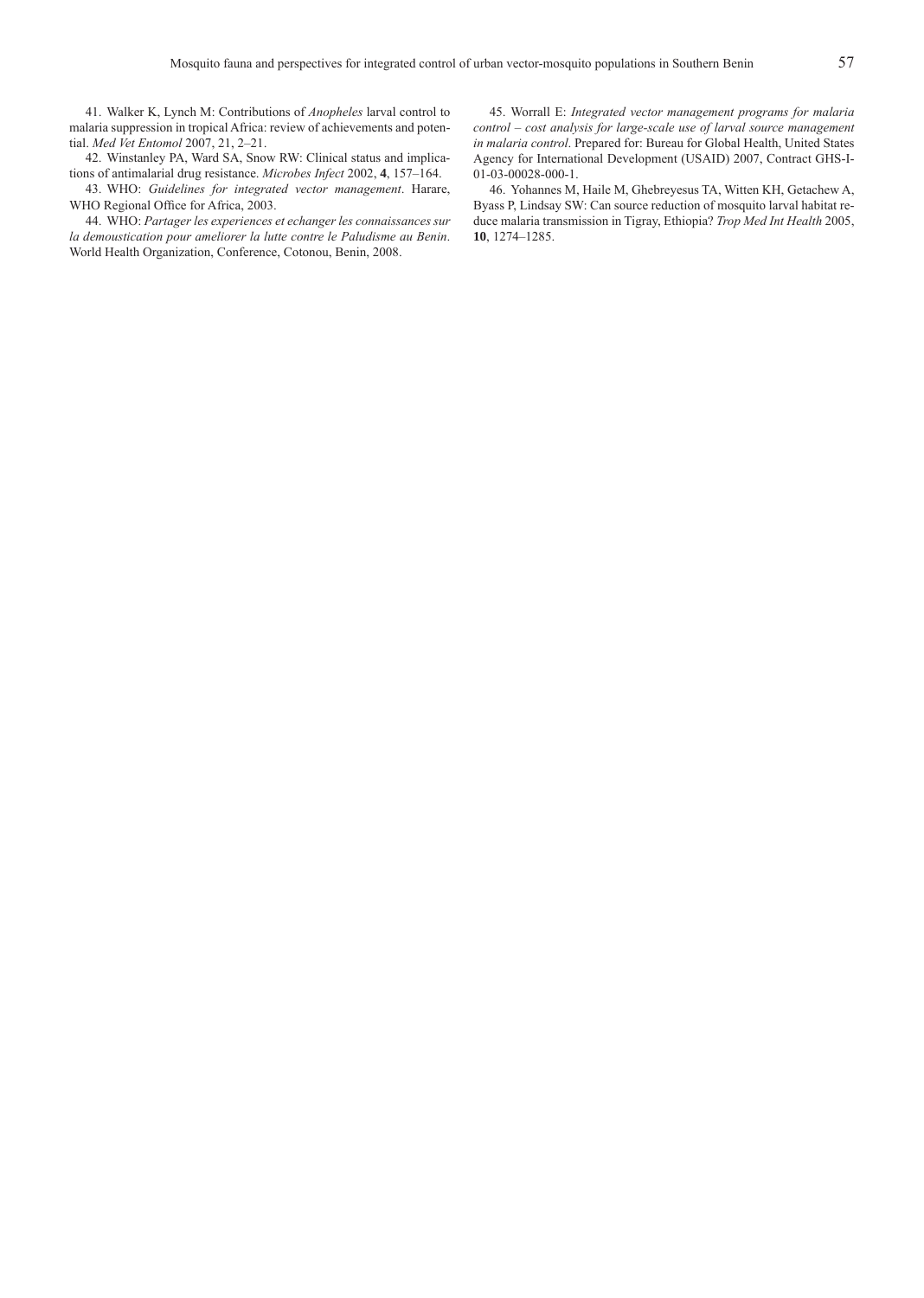41. Walker K, Lynch M: Contributions of *Anopheles* larval control to malaria suppression in tropical Africa: review of achievements and potential. *Med Vet Entomol* 2007, 21, 2–21.

42. Winstanley PA, Ward SA, Snow RW: Clinical status and implications of antimalarial drug resistance. *Microbes Infect* 2002, **4**, 157–164.

43. WHO: *Guidelines for integrated vector management*. Harare, WHO Regional Office for Africa, 2003.

44. WHO: *Partager les experiences et echanger les connaissances sur la demoustication pour ameliorer la lutte contre le Paludisme au Benin*. World Health Organization, Conference, Cotonou, Benin, 2008.

45. Worrall E: *Integrated vector management programs for malaria control – cost analysis for large-scale use of larval source management in malaria control*. Prepared for: Bureau for Global Health, United States Agency for International Development (USAID) 2007, Contract GHS-I-01-03-00028-000-1.

46. Yohannes M, Haile M, Ghebreyesus TA, Witten KH, Getachew A, Byass P, Lindsay SW: Can source reduction of mosquito larval habitat reduce malaria transmission in Tigray, Ethiopia? *Trop Med Int Health* 2005, **10**, 1274–1285.